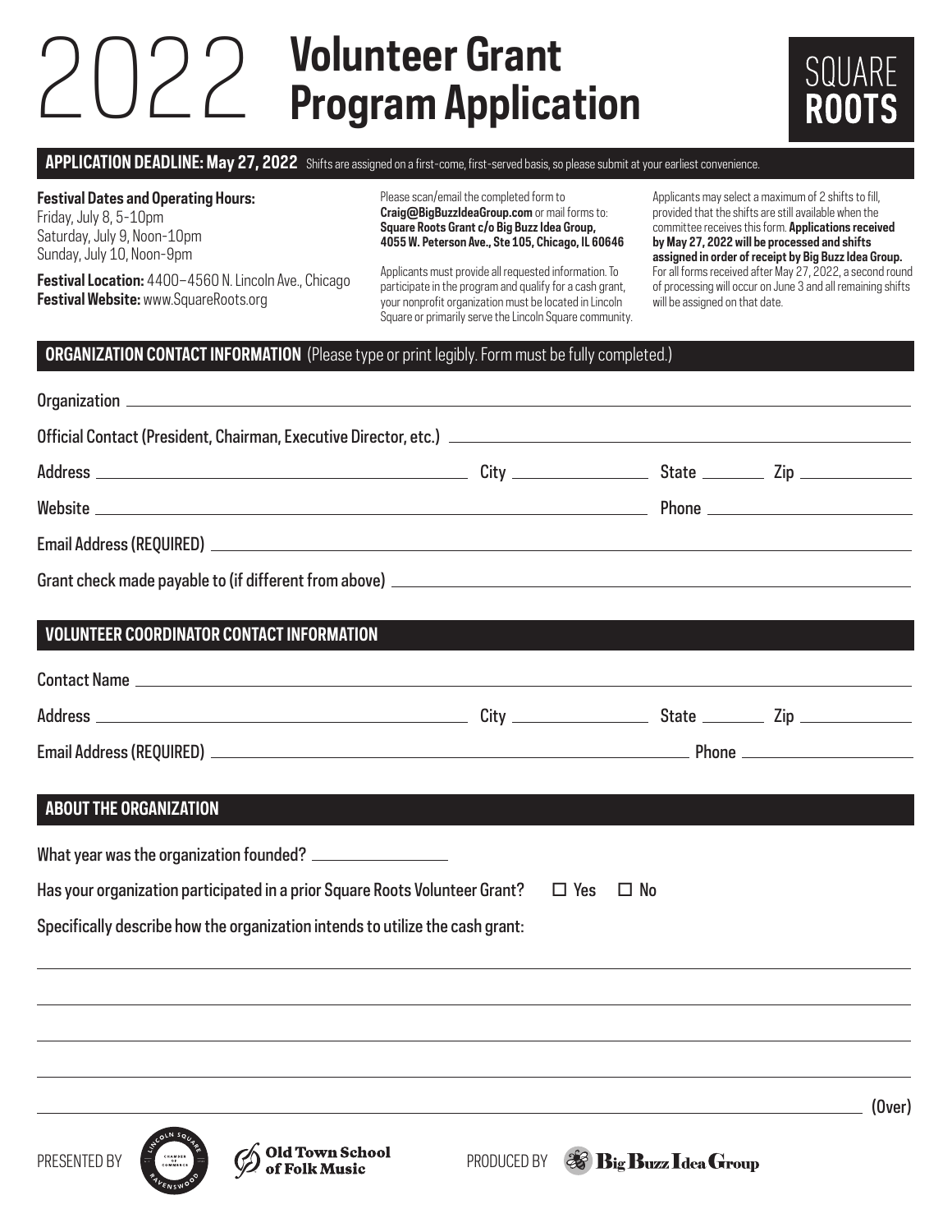# 2022 Volunteer Grant Program Application

SQUARE **ROOTS**

**APPLICATION DEADLINE: May 27, 2022** Shifts are assigned on a first-come, first-served basis, so please submit at your earliest convenience.

**Festival Dates and Operating Hours:**
Friday, July 8, 5-10pm
Saturday, July 9, Noon-10pm
Sunday, July 10, Noon-9pm

**Festival Location:** 4400–4560 N. Lincoln Ave., Chicago
**Festival Website:** www.SquareRoots.org

Please scan/email the completed form to **Craig@BigBuzzIdeaGroup.com** or mail forms to: **Square Roots Grant c/o Big Buzz Idea Group, 4055 W. Peterson Ave., Ste 105, Chicago, IL 60646**

Applicants must provide all requested information. To participate in the program and qualify for a cash grant, your nonprofit organization must be located in Lincoln Square or primarily serve the Lincoln Square community.

Applicants may select a maximum of 2 shifts to fill, provided that the shifts are still available when the committee receives this form. **Applications received by May 27, 2022 will be processed and shifts assigned in order of receipt by Big Buzz Idea Group.** For all forms received after May 27, 2022, a second round of processing will occur on June 3 and all remaining shifts will be assigned on that date.

## ORGANIZATION CONTACT INFORMATION (Please type or print legibly. Form must be fully completed.)

Organization ______________________________

Official Contact (President, Chairman, Executive Director, etc.) ______________________________

Address ______________________ City ____________ State ________ Zip ____________

Website ______________________________ Phone ____________________

Email Address (REQUIRED) ______________________________

Grant check made payable to (if different from above) ______________________________

## VOLUNTEER COORDINATOR CONTACT INFORMATION

Contact Name ______________________________

Address ______________________ City ____________ State ________ Zip ____________

Email Address (REQUIRED) ______________________________ Phone ____________________

## ABOUT THE ORGANIZATION

What year was the organization founded? ________________

Has your organization participated in a prior Square Roots Volunteer Grant? ☐ Yes ☐ No

Specifically describe how the organization intends to utilize the cash grant:

______________________________

______________________________

______________________________

______________________________

______________________________ (Over)

PRESENTED BY Lincoln Square Ravenswood Chamber of Commerce, Old Town School of Folk Music

PRODUCED BY Big Buzz Idea Group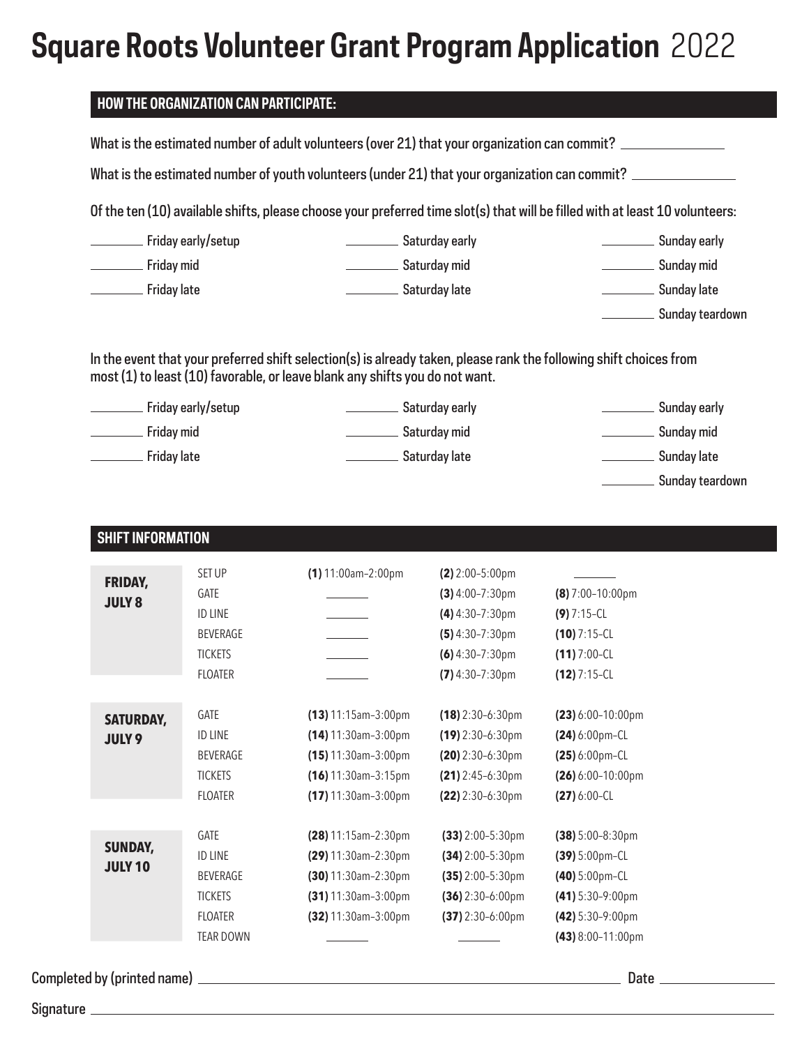# Square Roots Volunteer Grant Program Application 2022

## HOW THE ORGANIZATION CAN PARTICIPATE:

What is the estimated number of adult volunteers (over 21) that your organization can commit? ______________

What is the estimated number of youth volunteers (under 21) that your organization can commit? ______________

Of the ten (10) available shifts, please choose your preferred time slot(s) that will be filled with at least 10 volunteers:

| | | |
|---|---|---|
| ________ Friday early/setup | ________ Saturday early | ________ Sunday early |
| ________ Friday mid | ________ Saturday mid | ________ Sunday mid |
| ________ Friday late | ________ Saturday late | ________ Sunday late |
| | | ________ Sunday teardown |

In the event that your preferred shift selection(s) is already taken, please rank the following shift choices from most (1) to least (10) favorable, or leave blank any shifts you do not want.

| | | |
|---|---|---|
| ________ Friday early/setup | ________ Saturday early | ________ Sunday early |
| ________ Friday mid | ________ Saturday mid | ________ Sunday mid |
| ________ Friday late | ________ Saturday late | ________ Sunday late |
| | | ________ Sunday teardown |

## SHIFT INFORMATION

| | | | | |
|---|---|---|---|---|
| **FRIDAY, JULY 8** | SET UP | **(1)** 11:00am–2:00pm | **(2)** 2:00–5:00pm | ______ |
| | GATE | ______ | **(3)** 4:00–7:30pm | **(8)** 7:00–10:00pm |
| | ID LINE | ______ | **(4)** 4:30–7:30pm | **(9)** 7:15–CL |
| | BEVERAGE | ______ | **(5)** 4:30–7:30pm | **(10)** 7:15–CL |
| | TICKETS | ______ | **(6)** 4:30–7:30pm | **(11)** 7:00–CL |
| | FLOATER | ______ | **(7)** 4:30–7:30pm | **(12)** 7:15–CL |
| **SATURDAY, JULY 9** | GATE | **(13)** 11:15am–3:00pm | **(18)** 2:30–6:30pm | **(23)** 6:00–10:00pm |
| | ID LINE | **(14)** 11:30am–3:00pm | **(19)** 2:30–6:30pm | **(24)** 6:00pm–CL |
| | BEVERAGE | **(15)** 11:30am–3:00pm | **(20)** 2:30–6:30pm | **(25)** 6:00pm–CL |
| | TICKETS | **(16)** 11:30am–3:15pm | **(21)** 2:45–6:30pm | **(26)** 6:00–10:00pm |
| | FLOATER | **(17)** 11:30am–3:00pm | **(22)** 2:30–6:30pm | **(27)** 6:00–CL |
| **SUNDAY, JULY 10** | GATE | **(28)** 11:15am–2:30pm | **(33)** 2:00–5:30pm | **(38)** 5:00–8:30pm |
| | ID LINE | **(29)** 11:30am–2:30pm | **(34)** 2:00–5:30pm | **(39)** 5:00pm–CL |
| | BEVERAGE | **(30)** 11:30am–2:30pm | **(35)** 2:00–5:30pm | **(40)** 5:00pm–CL |
| | TICKETS | **(31)** 11:30am–3:00pm | **(36)** 2:30–6:00pm | **(41)** 5:30–9:00pm |
| | FLOATER | **(32)** 11:30am–3:00pm | **(37)** 2:30–6:00pm | **(42)** 5:30–9:00pm |
| | TEAR DOWN | ______ | ______ | **(43)** 8:00–11:00pm |

Completed by (printed name) ____________________________________________ Date ______________

Signature ____________________________________________